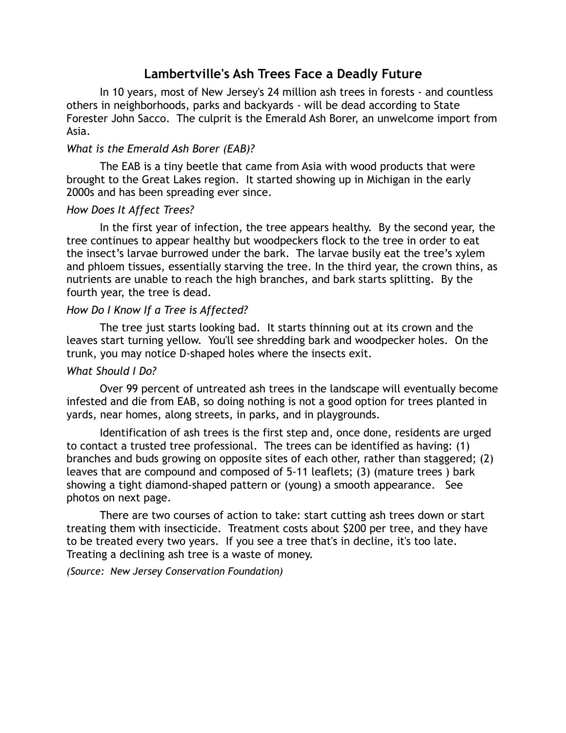# Lambertville's Ash Trees Face a Deadly Future

In 10 years, most of New Jersey's 24 million ash trees in forests - and countless others in neighborhoods, parks and backyards - will be dead according to State Forester John Sacco. The culprit is the Emerald Ash Borer, an unwelcome import from Asia.

*What is the Emerald Ash Borer (EAB)?*

The EAB is a tiny beetle that came from Asia with wood products that were brought to the Great Lakes region. It started showing up in Michigan in the early 2000s and has been spreading ever since.

*How Does It Affect Trees?*

In the first year of infection, the tree appears healthy. By the second year, the tree continues to appear healthy but woodpeckers flock to the tree in order to eat the insect's larvae burrowed under the bark. The larvae busily eat the tree's xylem and phloem tissues, essentially starving the tree. In the third year, the crown thins, as nutrients are unable to reach the high branches, and bark starts splitting. By the fourth year, the tree is dead.

*How Do I Know If a Tree is Affected?*

The tree just starts looking bad. It starts thinning out at its crown and the leaves start turning yellow. You'll see shredding bark and woodpecker holes. On the trunk, you may notice D-shaped holes where the insects exit.

*What Should I Do?*

Over 99 percent of untreated ash trees in the landscape will eventually become infested and die from EAB, so doing nothing is not a good option for trees planted in yards, near homes, along streets, in parks, and in playgrounds.

Identification of ash trees is the first step and, once done, residents are urged to contact a trusted tree professional. The trees can be identified as having: (1) branches and buds growing on opposite sites of each other, rather than staggered; (2) leaves that are compound and composed of 5-11 leaflets; (3) (mature trees ) bark showing a tight diamond-shaped pattern or (young) a smooth appearance. See photos on next page.

There are two courses of action to take: start cutting ash trees down or start treating them with insecticide. Treatment costs about $200 per tree, and they have to be treated every two years. If you see a tree that's in decline, it's too late. Treating a declining ash tree is a waste of money.

*(Source: New Jersey Conservation Foundation)*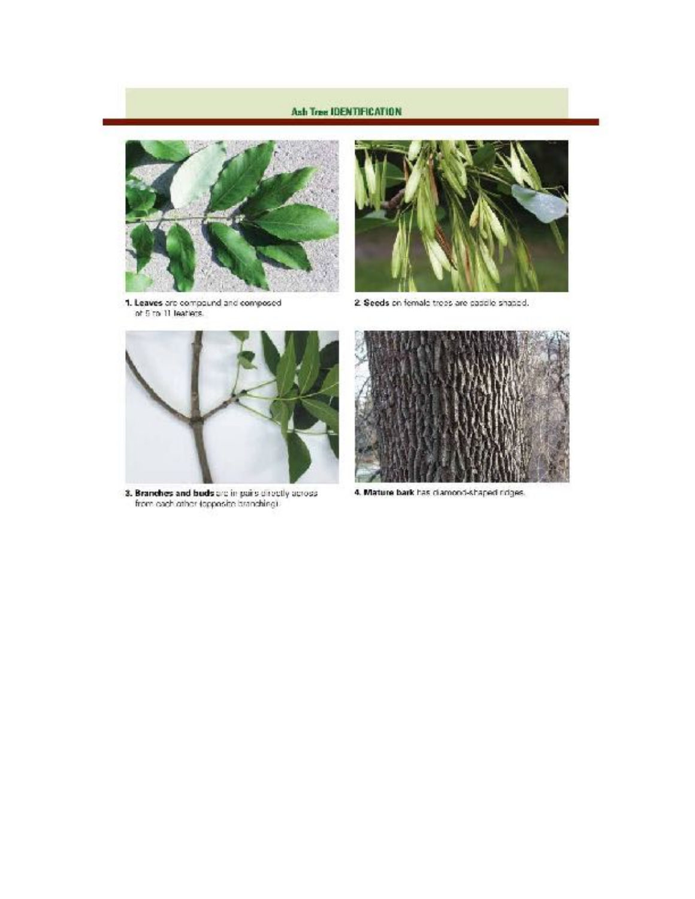## Ash Tree IDENTIFICATION

**1. Leaves** are compound and composed of 5 to 11 leaflets.

**2. Seeds** on female trees are paddle shaped.

**3. Branches and buds** are in pairs directly across from each other (opposite branching).

**4. Mature bark** has diamond-shaped ridges.